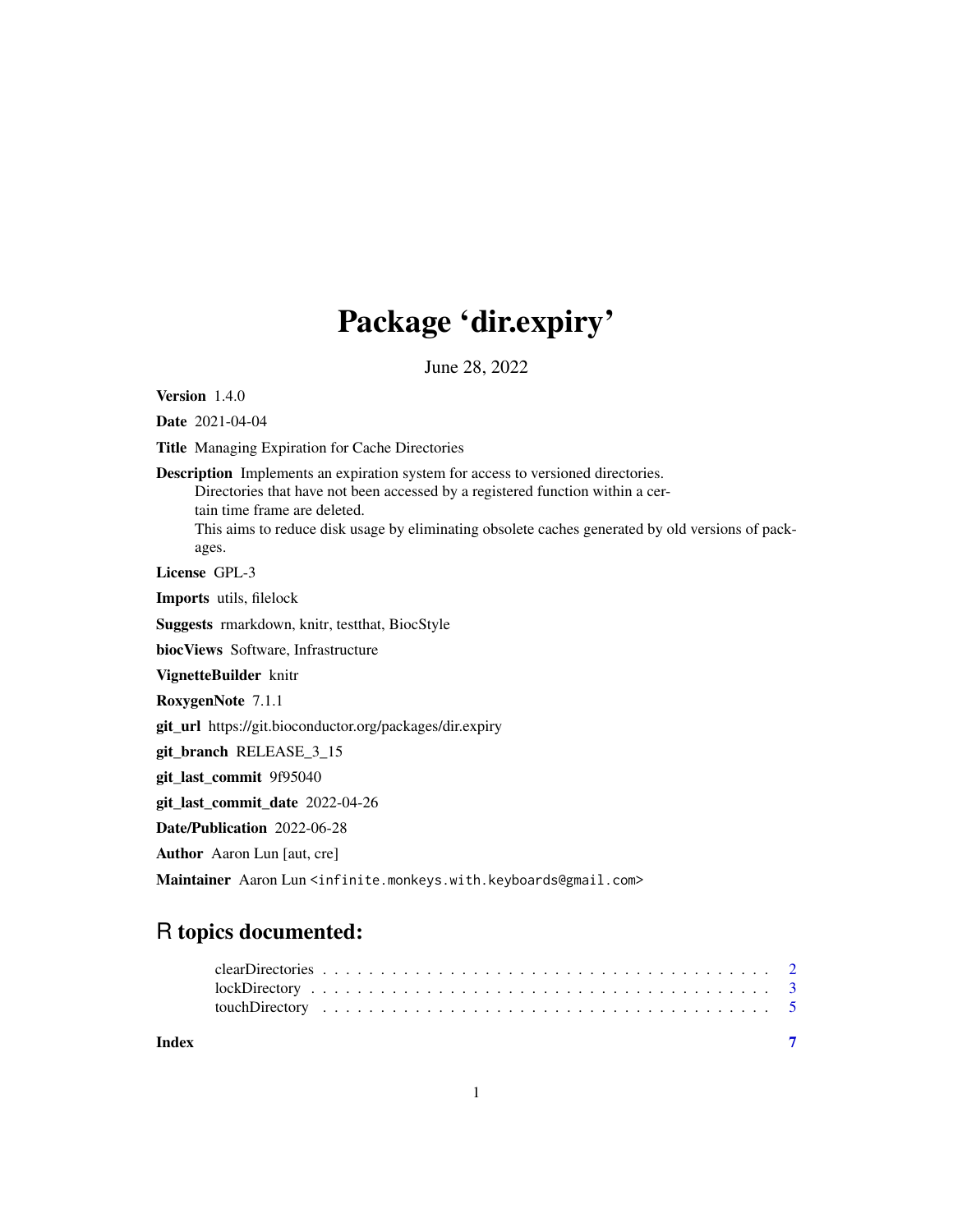# Package 'dir.expiry'

June 28, 2022

**Version** 1.4.0

**Date** 2021-04-04

**Title** Managing Expiration for Cache Directories

**Description** Implements an expiration system for access to versioned directories. Directories that have not been accessed by a registered function within a certain time frame are deleted. This aims to reduce disk usage by eliminating obsolete caches generated by old versions of packages.

**License** GPL-3

**Imports** utils, filelock

**Suggests** rmarkdown, knitr, testthat, BiocStyle

**biocViews** Software, Infrastructure

**VignetteBuilder** knitr

**RoxygenNote** 7.1.1

**git_url** https://git.bioconductor.org/packages/dir.expiry

**git_branch** RELEASE_3_15

**git_last_commit** 9f95040

**git_last_commit_date** 2022-04-26

**Date/Publication** 2022-06-28

**Author** Aaron Lun [aut, cre]

**Maintainer** Aaron Lun <infinite.monkeys.with.keyboards@gmail.com>

## R topics documented:

- clearDirectories . . . . . . . . . . . . . . . . . . . . . . . . . . . . . . . . . . . . . . 2
- lockDirectory . . . . . . . . . . . . . . . . . . . . . . . . . . . . . . . . . . . . . . . 3
- touchDirectory . . . . . . . . . . . . . . . . . . . . . . . . . . . . . . . . . . . . . . 5

**Index** 7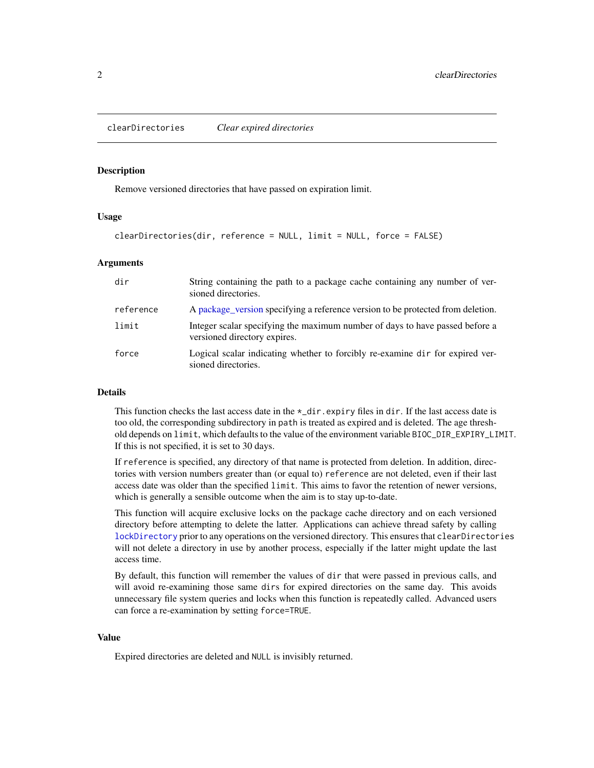## clearDirectories *Clear expired directories*

### Description

Remove versioned directories that have passed on expiration limit.

### Usage

```
clearDirectories(dir, reference = NULL, limit = NULL, force = FALSE)
```

### Arguments

| | |
|---|---|
| `dir` | String containing the path to a package cache containing any number of versioned directories. |
| `reference` | A package_version specifying a reference version to be protected from deletion. |
| `limit` | Integer scalar specifying the maximum number of days to have passed before a versioned directory expires. |
| `force` | Logical scalar indicating whether to forcibly re-examine `dir` for expired versioned directories. |

### Details

This function checks the last access date in the `*_dir.expiry` files in `dir`. If the last access date is too old, the corresponding subdirectory in `path` is treated as expired and is deleted. The age threshold depends on `limit`, which defaults to the value of the environment variable `BIOC_DIR_EXPIRY_LIMIT`. If this is not specified, it is set to 30 days.

If `reference` is specified, any directory of that name is protected from deletion. In addition, directories with version numbers greater than (or equal to) `reference` are not deleted, even if their last access date was older than the specified `limit`. This aims to favor the retention of newer versions, which is generally a sensible outcome when the aim is to stay up-to-date.

This function will acquire exclusive locks on the package cache directory and on each versioned directory before attempting to delete the latter. Applications can achieve thread safety by calling `lockDirectory` prior to any operations on the versioned directory. This ensures that `clearDirectories` will not delete a directory in use by another process, especially if the latter might update the last access time.

By default, this function will remember the values of `dir` that were passed in previous calls, and will avoid re-examining those same `dir`s for expired directories on the same day. This avoids unnecessary file system queries and locks when this function is repeatedly called. Advanced users can force a re-examination by setting `force=TRUE`.

### Value

Expired directories are deleted and `NULL` is invisibly returned.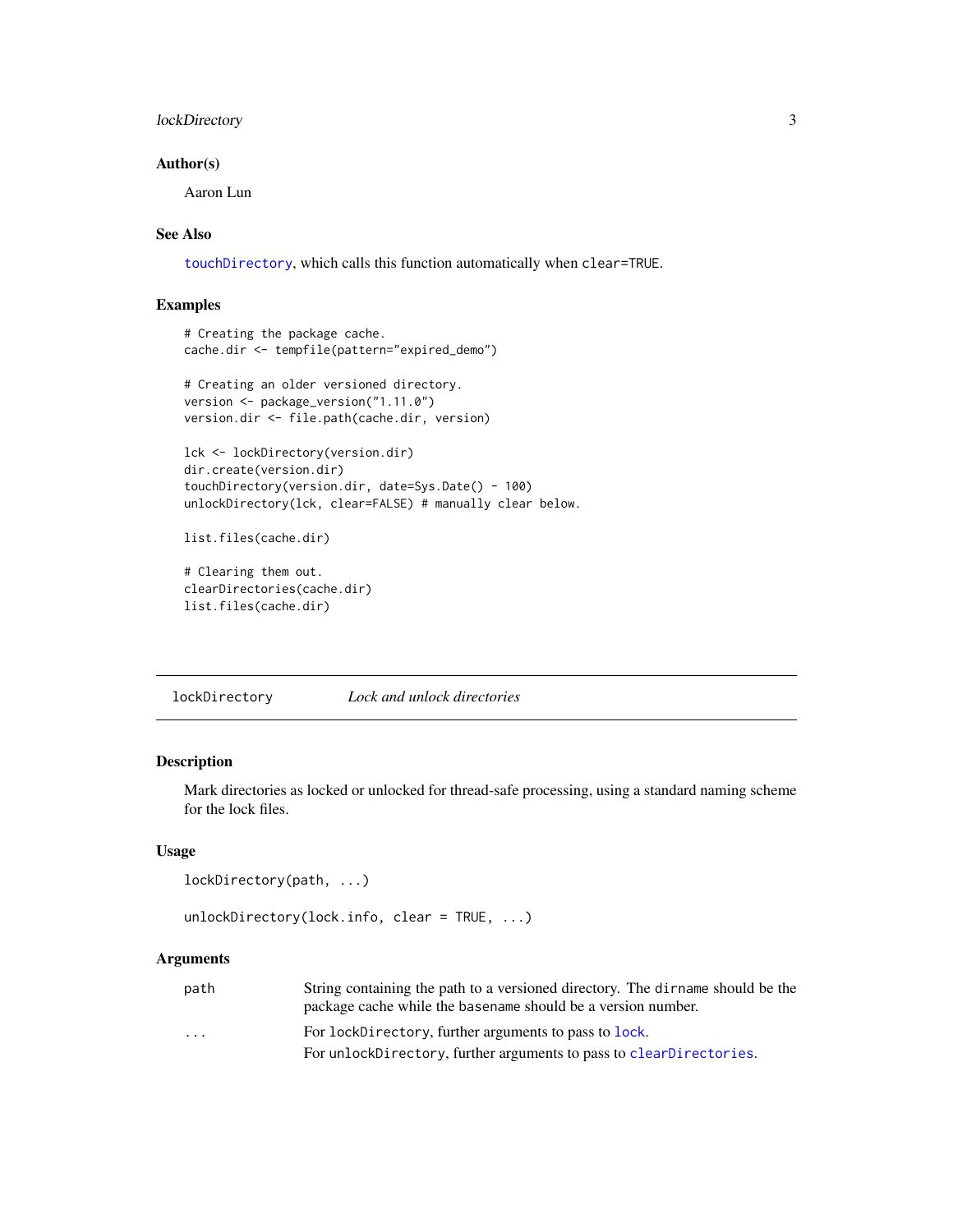### Author(s)

Aaron Lun

### See Also

touchDirectory, which calls this function automatically when clear=TRUE.

### Examples

```
# Creating the package cache.
cache.dir <- tempfile(pattern="expired_demo")

# Creating an older versioned directory.
version <- package_version("1.11.0")
version.dir <- file.path(cache.dir, version)

lck <- lockDirectory(version.dir)
dir.create(version.dir)
touchDirectory(version.dir, date=Sys.Date() - 100)
unlockDirectory(lck, clear=FALSE) # manually clear below.

list.files(cache.dir)

# Clearing them out.
clearDirectories(cache.dir)
list.files(cache.dir)
```

---

## lockDirectory — *Lock and unlock directories*

### Description

Mark directories as locked or unlocked for thread-safe processing, using a standard naming scheme for the lock files.

### Usage

```
lockDirectory(path, ...)

unlockDirectory(lock.info, clear = TRUE, ...)
```

### Arguments

| | |
|---|---|
| path | String containing the path to a versioned directory. The dirname should be the package cache while the basename should be a version number. |
| ... | For lockDirectory, further arguments to pass to lock. For unlockDirectory, further arguments to pass to clearDirectories. |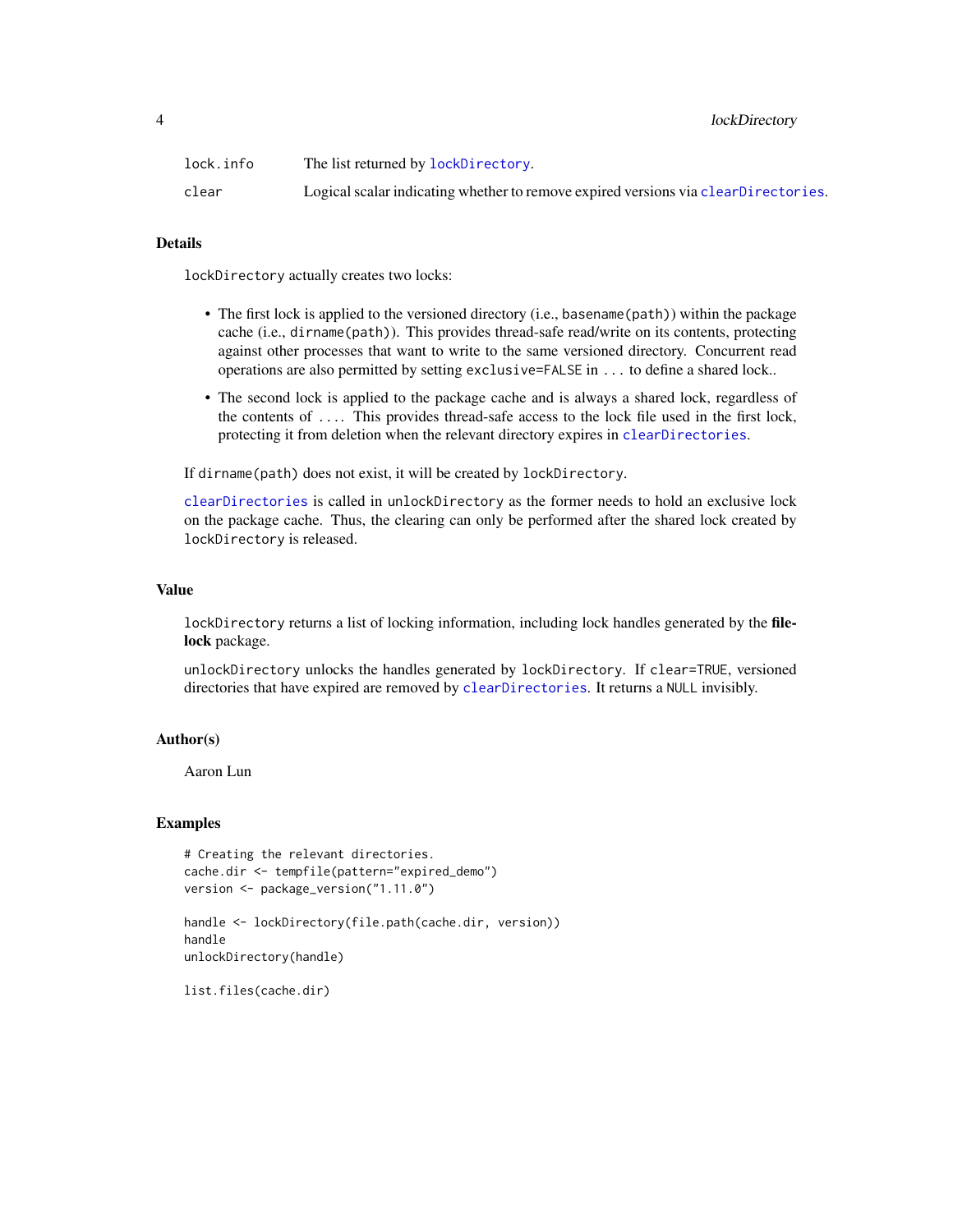| | |
|---|---|
| `lock.info` | The list returned by `lockDirectory`. |
| `clear` | Logical scalar indicating whether to remove expired versions via `clearDirectories`. |

## Details

`lockDirectory` actually creates two locks:

- The first lock is applied to the versioned directory (i.e., `basename(path)`) within the package cache (i.e., `dirname(path)`). This provides thread-safe read/write on its contents, protecting against other processes that want to write to the same versioned directory. Concurrent read operations are also permitted by setting `exclusive=FALSE` in `...` to define a shared lock..
- The second lock is applied to the package cache and is always a shared lock, regardless of the contents of `...`. This provides thread-safe access to the lock file used in the first lock, protecting it from deletion when the relevant directory expires in `clearDirectories`.

If `dirname(path)` does not exist, it will be created by `lockDirectory`.

`clearDirectories` is called in `unlockDirectory` as the former needs to hold an exclusive lock on the package cache. Thus, the clearing can only be performed after the shared lock created by `lockDirectory` is released.

## Value

`lockDirectory` returns a list of locking information, including lock handles generated by the **filelock** package.

`unlockDirectory` unlocks the handles generated by `lockDirectory`. If `clear=TRUE`, versioned directories that have expired are removed by `clearDirectories`. It returns a `NULL` invisibly.

## Author(s)

Aaron Lun

## Examples

```
# Creating the relevant directories.
cache.dir <- tempfile(pattern="expired_demo")
version <- package_version("1.11.0")

handle <- lockDirectory(file.path(cache.dir, version))
handle
unlockDirectory(handle)

list.files(cache.dir)
```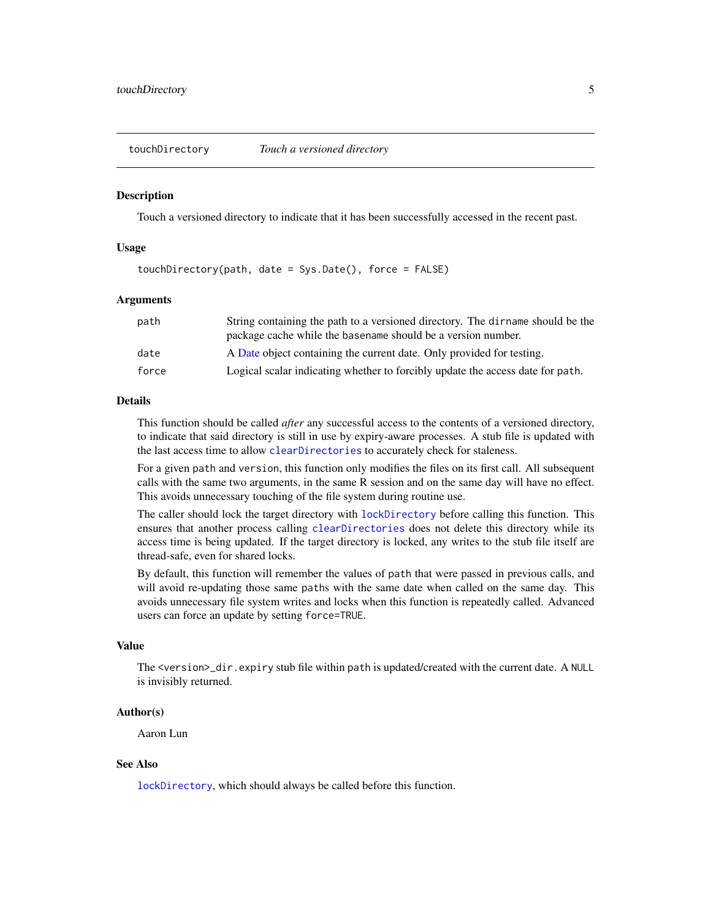# touchDirectory — *Touch a versioned directory*

## Description

Touch a versioned directory to indicate that it has been successfully accessed in the recent past.

## Usage

```
touchDirectory(path, date = Sys.Date(), force = FALSE)
```

## Arguments

| | |
|---|---|
| `path` | String containing the path to a versioned directory. The `dirname` should be the package cache while the `basename` should be a version number. |
| `date` | A Date object containing the current date. Only provided for testing. |
| `force` | Logical scalar indicating whether to forcibly update the access date for `path`. |

## Details

This function should be called *after* any successful access to the contents of a versioned directory, to indicate that said directory is still in use by expiry-aware processes. A stub file is updated with the last access time to allow `clearDirectories` to accurately check for staleness.

For a given `path` and `version`, this function only modifies the files on its first call. All subsequent calls with the same two arguments, in the same R session and on the same day will have no effect. This avoids unnecessary touching of the file system during routine use.

The caller should lock the target directory with `lockDirectory` before calling this function. This ensures that another process calling `clearDirectories` does not delete this directory while its access time is being updated. If the target directory is locked, any writes to the stub file itself are thread-safe, even for shared locks.

By default, this function will remember the values of `path` that were passed in previous calls, and will avoid re-updating those same `path`s with the same date when called on the same day. This avoids unnecessary file system writes and locks when this function is repeatedly called. Advanced users can force an update by setting `force=TRUE`.

## Value

The `<version>_dir.expiry` stub file within `path` is updated/created with the current date. A `NULL` is invisibly returned.

## Author(s)

Aaron Lun

## See Also

`lockDirectory`, which should always be called before this function.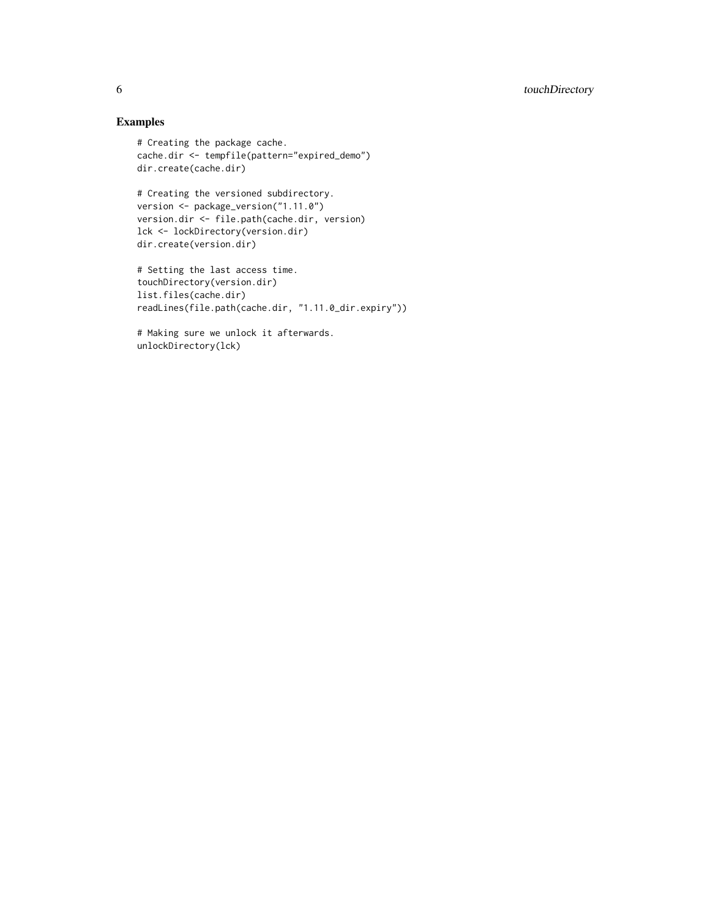## Examples

```
# Creating the package cache.
cache.dir <- tempfile(pattern="expired_demo")
dir.create(cache.dir)

# Creating the versioned subdirectory.
version <- package_version("1.11.0")
version.dir <- file.path(cache.dir, version)
lck <- lockDirectory(version.dir)
dir.create(version.dir)

# Setting the last access time.
touchDirectory(version.dir)
list.files(cache.dir)
readLines(file.path(cache.dir, "1.11.0_dir.expiry"))

# Making sure we unlock it afterwards.
unlockDirectory(lck)
```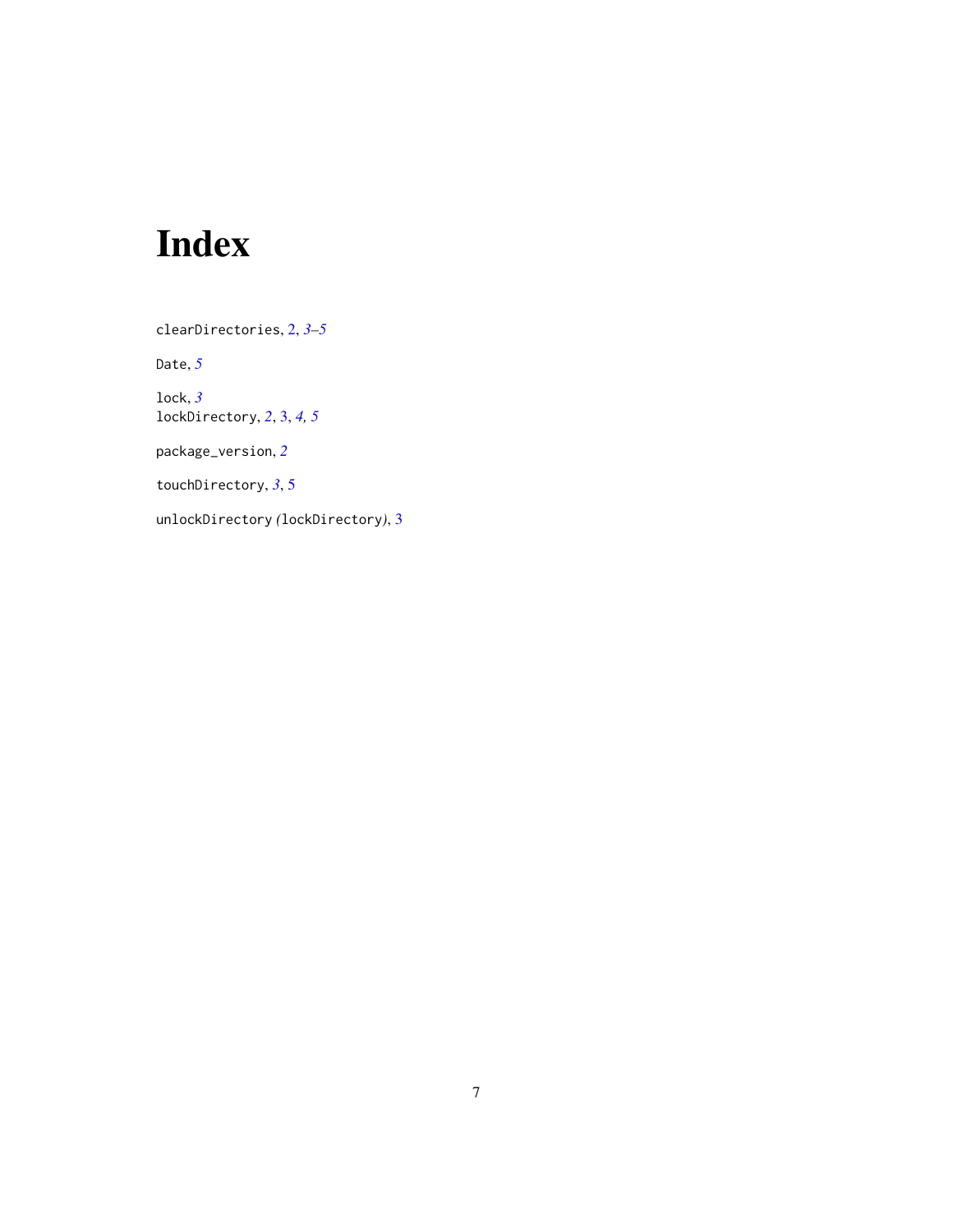# Index

clearDirectories, 2, *3–5*

Date, *5*

lock, *3*
lockDirectory, 2, *2*, 3, *4, 5*

package_version, *2*

touchDirectory, *3*, 5

unlockDirectory *(*lockDirectory*)*, 3

# Index

clearDirectories, 2, *3–5*

Date, *5*

lock, *3*
lockDirectory, *2*, 3, *4, 5*

package_version, *2*

touchDirectory, *3*, 5

unlockDirectory *(*lockDirectory*)*, 3